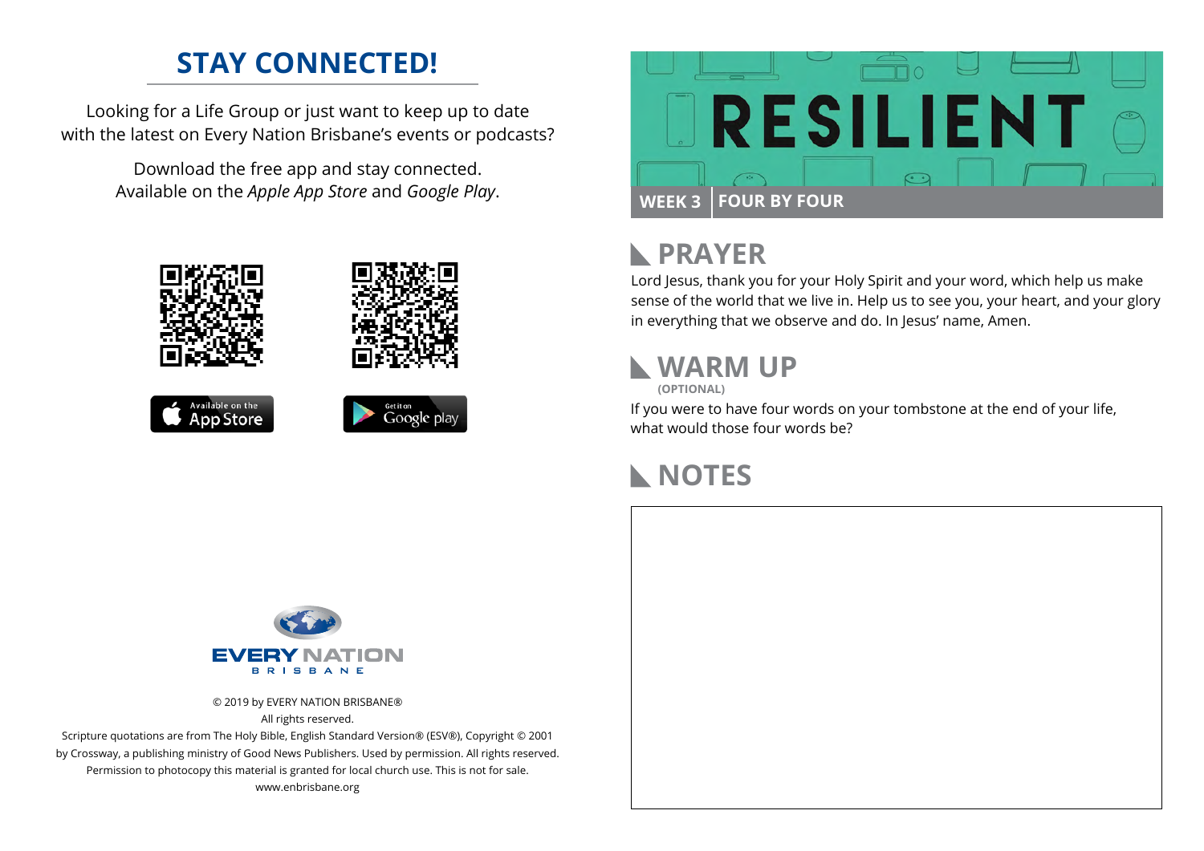## STAY CONNECTED!

Looking for a Life Group or just want to keep up to date with the latest on Every Nation Brisbane's events or podcasts?

Download the free app and stay connected. Available on the *Apple App Store* and *Google Play*.

Available on the App Store

Get it on Google play

EVERY NATION BRISBANE

© 2019 by EVERY NATION BRISBANE®
All rights reserved.
Scripture quotations are from The Holy Bible, English Standard Version® (ESV®), Copyright © 2001 by Crossway, a publishing ministry of Good News Publishers. Used by permission. All rights reserved.
Permission to photocopy this material is granted for local church use. This is not for sale.
www.enbrisbane.org

# RESILIENT

**WEEK 3** | **FOUR BY FOUR**

## PRAYER

Lord Jesus, thank you for your Holy Spirit and your word, which help us make sense of the world that we live in. Help us to see you, your heart, and your glory in everything that we observe and do. In Jesus' name, Amen.

## WARM UP

**(OPTIONAL)**

If you were to have four words on your tombstone at the end of your life, what would those four words be?

## NOTES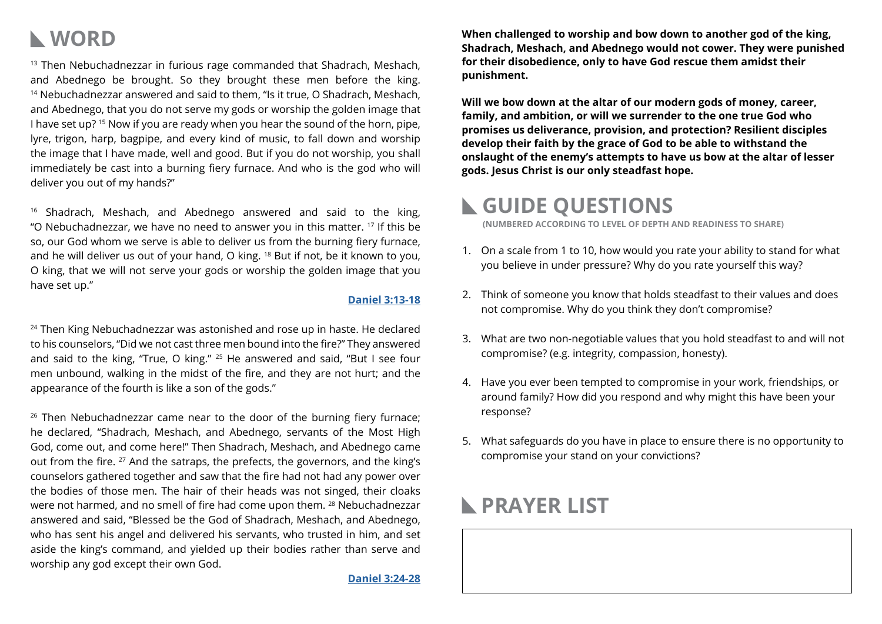## WORD

[13] Then Nebuchadnezzar in furious rage commanded that Shadrach, Meshach, and Abednego be brought. So they brought these men before the king. [14] Nebuchadnezzar answered and said to them, "Is it true, O Shadrach, Meshach, and Abednego, that you do not serve my gods or worship the golden image that I have set up? [15] Now if you are ready when you hear the sound of the horn, pipe, lyre, trigon, harp, bagpipe, and every kind of music, to fall down and worship the image that I have made, well and good. But if you do not worship, you shall immediately be cast into a burning fiery furnace. And who is the god who will deliver you out of my hands?"

[16] Shadrach, Meshach, and Abednego answered and said to the king, "O Nebuchadnezzar, we have no need to answer you in this matter. [17] If this be so, our God whom we serve is able to deliver us from the burning fiery furnace, and he will deliver us out of your hand, O king. [18] But if not, be it known to you, O king, that we will not serve your gods or worship the golden image that you have set up."

**Daniel 3:13-18**

[24] Then King Nebuchadnezzar was astonished and rose up in haste. He declared to his counselors, "Did we not cast three men bound into the fire?" They answered and said to the king, "True, O king." [25] He answered and said, "But I see four men unbound, walking in the midst of the fire, and they are not hurt; and the appearance of the fourth is like a son of the gods."

[26] Then Nebuchadnezzar came near to the door of the burning fiery furnace; he declared, "Shadrach, Meshach, and Abednego, servants of the Most High God, come out, and come here!" Then Shadrach, Meshach, and Abednego came out from the fire. [27] And the satraps, the prefects, the governors, and the king's counselors gathered together and saw that the fire had not had any power over the bodies of those men. The hair of their heads was not singed, their cloaks were not harmed, and no smell of fire had come upon them. [28] Nebuchadnezzar answered and said, "Blessed be the God of Shadrach, Meshach, and Abednego, who has sent his angel and delivered his servants, who trusted in him, and set aside the king's command, and yielded up their bodies rather than serve and worship any god except their own God.

**Daniel 3:24-28**

**When challenged to worship and bow down to another god of the king, Shadrach, Meshach, and Abednego would not cower. They were punished for their disobedience, only to have God rescue them amidst their punishment.**

**Will we bow down at the altar of our modern gods of money, career, family, and ambition, or will we surrender to the one true God who promises us deliverance, provision, and protection? Resilient disciples develop their faith by the grace of God to be able to withstand the onslaught of the enemy's attempts to have us bow at the altar of lesser gods. Jesus Christ is our only steadfast hope.**

## GUIDE QUESTIONS

**(NUMBERED ACCORDING TO LEVEL OF DEPTH AND READINESS TO SHARE)**

1. On a scale from 1 to 10, how would you rate your ability to stand for what you believe in under pressure? Why do you rate yourself this way?
2. Think of someone you know that holds steadfast to their values and does not compromise. Why do you think they don't compromise?
3. What are two non-negotiable values that you hold steadfast to and will not compromise? (e.g. integrity, compassion, honesty).
4. Have you ever been tempted to compromise in your work, friendships, or around family? How did you respond and why might this have been your response?
5. What safeguards do you have in place to ensure there is no opportunity to compromise your stand on your convictions?

## PRAYER LIST